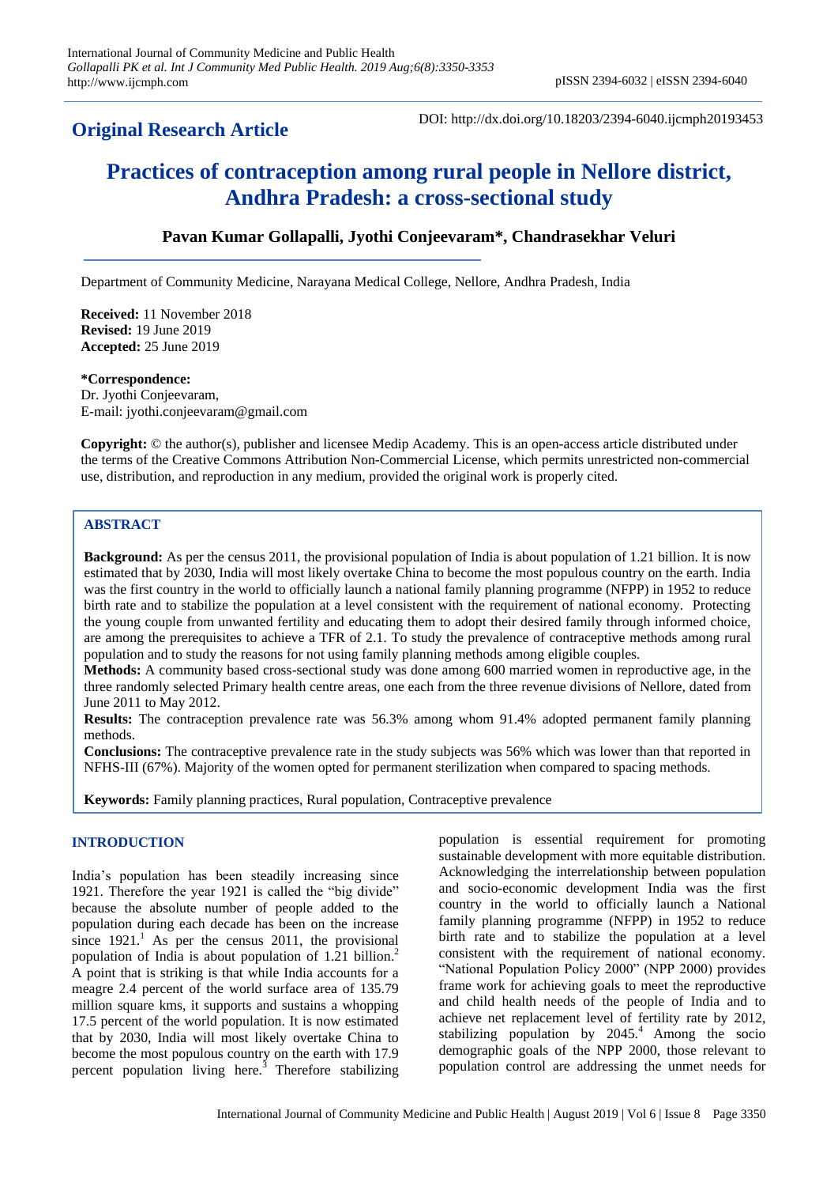**Original Research Article**

DOI: http://dx.doi.org/10.18203/2394-6040.ijcmph20193453

# Practices of contraception among rural people in Nellore district, Andhra Pradesh: a cross-sectional study

**Pavan Kumar Gollapalli, Jyothi Conjeevaram\*, Chandrasekhar Veluri**

Department of Community Medicine, Narayana Medical College, Nellore, Andhra Pradesh, India

**Received:** 11 November 2018
**Revised:** 19 June 2019
**Accepted:** 25 June 2019

**\*Correspondence:**
Dr. Jyothi Conjeevaram,
E-mail: jyothi.conjeevaram@gmail.com

**Copyright:** © the author(s), publisher and licensee Medip Academy. This is an open-access article distributed under the terms of the Creative Commons Attribution Non-Commercial License, which permits unrestricted non-commercial use, distribution, and reproduction in any medium, provided the original work is properly cited.

## ABSTRACT

**Background:** As per the census 2011, the provisional population of India is about population of 1.21 billion. It is now estimated that by 2030, India will most likely overtake China to become the most populous country on the earth. India was the first country in the world to officially launch a national family planning programme (NFPP) in 1952 to reduce birth rate and to stabilize the population at a level consistent with the requirement of national economy. Protecting the young couple from unwanted fertility and educating them to adopt their desired family through informed choice, are among the prerequisites to achieve a TFR of 2.1. To study the prevalence of contraceptive methods among rural population and to study the reasons for not using family planning methods among eligible couples.

**Methods:** A community based cross-sectional study was done among 600 married women in reproductive age, in the three randomly selected Primary health centre areas, one each from the three revenue divisions of Nellore, dated from June 2011 to May 2012.

**Results:** The contraception prevalence rate was 56.3% among whom 91.4% adopted permanent family planning methods.

**Conclusions:** The contraceptive prevalence rate in the study subjects was 56% which was lower than that reported in NFHS-III (67%). Majority of the women opted for permanent sterilization when compared to spacing methods.

**Keywords:** Family planning practices, Rural population, Contraceptive prevalence

## INTRODUCTION

India's population has been steadily increasing since 1921. Therefore the year 1921 is called the "big divide" because the absolute number of people added to the population during each decade has been on the increase since 1921.[1] As per the census 2011, the provisional population of India is about population of 1.21 billion.[2] A point that is striking is that while India accounts for a meagre 2.4 percent of the world surface area of 135.79 million square kms, it supports and sustains a whopping 17.5 percent of the world population. It is now estimated that by 2030, India will most likely overtake China to become the most populous country on the earth with 17.9 percent population living here.[3] Therefore stabilizing population is essential requirement for promoting sustainable development with more equitable distribution. Acknowledging the interrelationship between population and socio-economic development India was the first country in the world to officially launch a National family planning programme (NFPP) in 1952 to reduce birth rate and to stabilize the population at a level consistent with the requirement of national economy. "National Population Policy 2000" (NPP 2000) provides frame work for achieving goals to meet the reproductive and child health needs of the people of India and to achieve net replacement level of fertility rate by 2012, stabilizing population by 2045.[4] Among the socio demographic goals of the NPP 2000, those relevant to population control are addressing the unmet needs for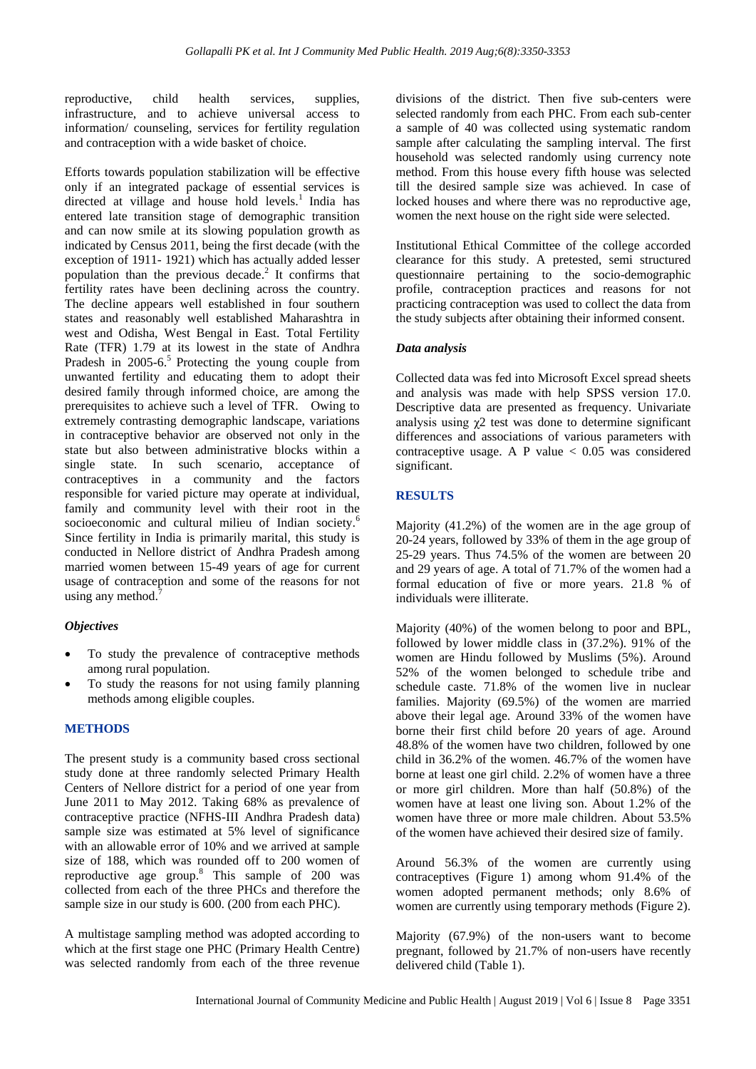reproductive, child health services, supplies, infrastructure, and to achieve universal access to information/ counseling, services for fertility regulation and contraception with a wide basket of choice.

Efforts towards population stabilization will be effective only if an integrated package of essential services is directed at village and house hold levels.[1] India has entered late transition stage of demographic transition and can now smile at its slowing population growth as indicated by Census 2011, being the first decade (with the exception of 1911- 1921) which has actually added lesser population than the previous decade.[2] It confirms that fertility rates have been declining across the country. The decline appears well established in four southern states and reasonably well established Maharashtra in west and Odisha, West Bengal in East. Total Fertility Rate (TFR) 1.79 at its lowest in the state of Andhra Pradesh in 2005-6.[5] Protecting the young couple from unwanted fertility and educating them to adopt their desired family through informed choice, are among the prerequisites to achieve such a level of TFR. Owing to extremely contrasting demographic landscape, variations in contraceptive behavior are observed not only in the state but also between administrative blocks within a single state. In such scenario, acceptance of contraceptives in a community and the factors responsible for varied picture may operate at individual, family and community level with their root in the socioeconomic and cultural milieu of Indian society.[6] Since fertility in India is primarily marital, this study is conducted in Nellore district of Andhra Pradesh among married women between 15-49 years of age for current usage of contraception and some of the reasons for not using any method.[7]

### *Objectives*

- To study the prevalence of contraceptive methods among rural population.
- To study the reasons for not using family planning methods among eligible couples.

## METHODS

The present study is a community based cross sectional study done at three randomly selected Primary Health Centers of Nellore district for a period of one year from June 2011 to May 2012. Taking 68% as prevalence of contraceptive practice (NFHS-III Andhra Pradesh data) sample size was estimated at 5% level of significance with an allowable error of 10% and we arrived at sample size of 188, which was rounded off to 200 women of reproductive age group.[8] This sample of 200 was collected from each of the three PHCs and therefore the sample size in our study is 600. (200 from each PHC).

A multistage sampling method was adopted according to which at the first stage one PHC (Primary Health Centre) was selected randomly from each of the three revenue divisions of the district. Then five sub-centers were selected randomly from each PHC. From each sub-center a sample of 40 was collected using systematic random sample after calculating the sampling interval. The first household was selected randomly using currency note method. From this house every fifth house was selected till the desired sample size was achieved. In case of locked houses and where there was no reproductive age, women the next house on the right side were selected.

Institutional Ethical Committee of the college accorded clearance for this study. A pretested, semi structured questionnaire pertaining to the socio-demographic profile, contraception practices and reasons for not practicing contraception was used to collect the data from the study subjects after obtaining their informed consent.

### *Data analysis*

Collected data was fed into Microsoft Excel spread sheets and analysis was made with help SPSS version 17.0. Descriptive data are presented as frequency. Univariate analysis using $\chi 2$ test was done to determine significant differences and associations of various parameters with contraceptive usage. A P value $< 0.05$ was considered significant.

## RESULTS

Majority (41.2%) of the women are in the age group of 20-24 years, followed by 33% of them in the age group of 25-29 years. Thus 74.5% of the women are between 20 and 29 years of age. A total of 71.7% of the women had a formal education of five or more years. 21.8 % of individuals were illiterate.

Majority (40%) of the women belong to poor and BPL, followed by lower middle class in (37.2%). 91% of the women are Hindu followed by Muslims (5%). Around 52% of the women belonged to schedule tribe and schedule caste. 71.8% of the women live in nuclear families. Majority (69.5%) of the women are married above their legal age. Around 33% of the women have borne their first child before 20 years of age. Around 48.8% of the women have two children, followed by one child in 36.2% of the women. 46.7% of the women have borne at least one girl child. 2.2% of women have a three or more girl children. More than half (50.8%) of the women have at least one living son. About 1.2% of the women have three or more male children. About 53.5% of the women have achieved their desired size of family.

Around 56.3% of the women are currently using contraceptives (Figure 1) among whom 91.4% of the women adopted permanent methods; only 8.6% of women are currently using temporary methods (Figure 2).

Majority (67.9%) of the non-users want to become pregnant, followed by 21.7% of non-users have recently delivered child (Table 1).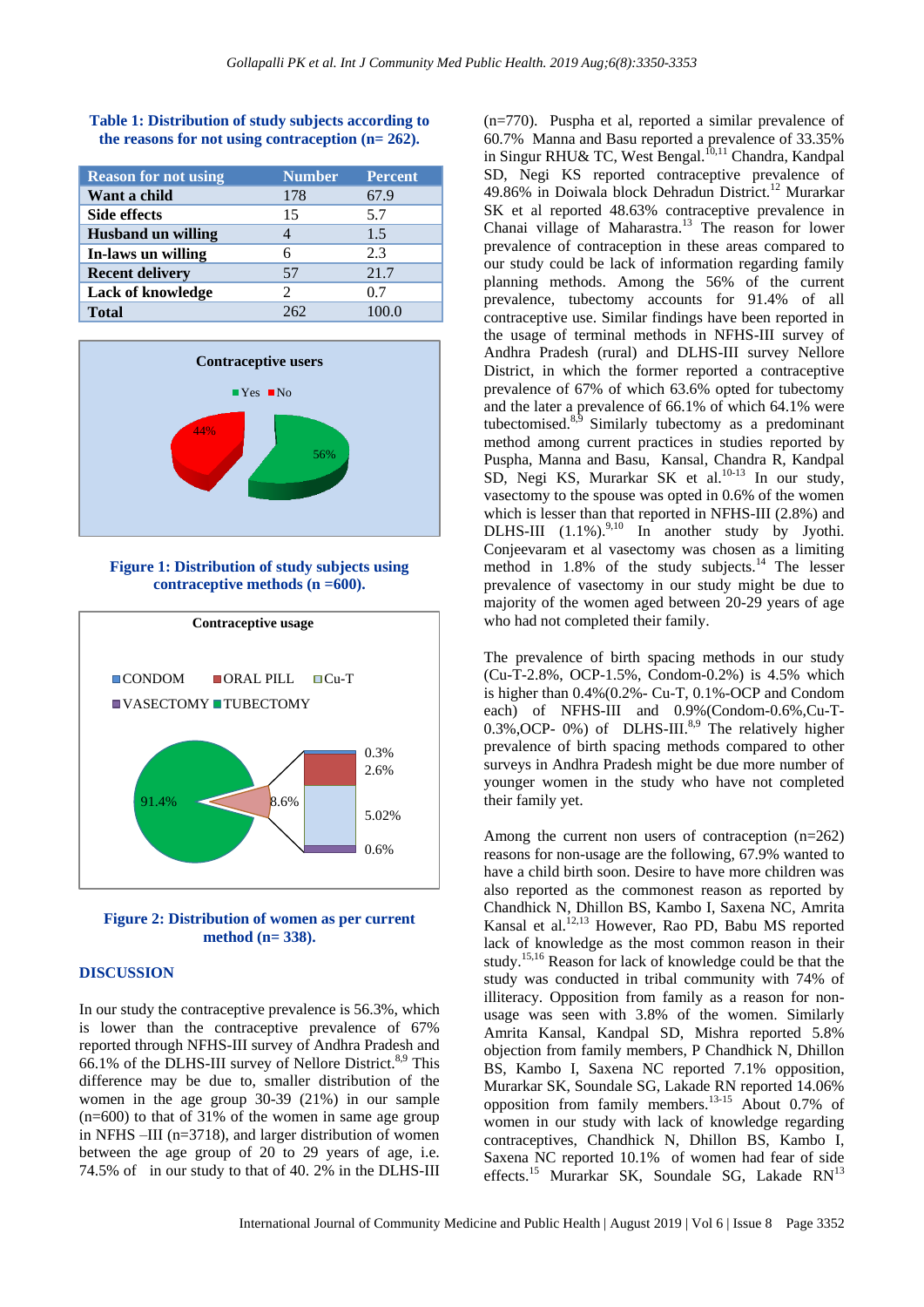**Table 1: Distribution of study subjects according to the reasons for not using contraception (n= 262).**

| Reason for not using | Number | Percent |
|---|---|---|
| Want a child | 178 | 67.9 |
| Side effects | 15 | 5.7 |
| Husband un willing | 4 | 1.5 |
| In-laws un willing | 6 | 2.3 |
| Recent delivery | 57 | 21.7 |
| Lack of knowledge | 2 | 0.7 |
| Total | 262 | 100.0 |

**Figure 1: Distribution of study subjects using contraceptive methods (n =600).**

**Figure 2: Distribution of women as per current method (n= 338).**

## DISCUSSION

In our study the contraceptive prevalence is 56.3%, which is lower than the contraceptive prevalence of 67% reported through NFHS-III survey of Andhra Pradesh and 66.1% of the DLHS-III survey of Nellore District.[8,9] This difference may be due to, smaller distribution of the women in the age group 30-39 (21%) in our sample (n=600) to that of 31% of the women in same age group in NFHS –III (n=3718), and larger distribution of women between the age group of 20 to 29 years of age, i.e. 74.5% of in our study to that of 40. 2% in the DLHS-III (n=770). Puspha et al, reported a similar prevalence of 60.7% Manna and Basu reported a prevalence of 33.35% in Singur RHU& TC, West Bengal.[10,11] Chandra, Kandpal SD, Negi KS reported contraceptive prevalence of 49.86% in Doiwala block Dehradun District.[12] Murarkar SK et al reported 48.63% contraceptive prevalence in Chanai village of Maharastra.[13] The reason for lower prevalence of contraception in these areas compared to our study could be lack of information regarding family planning methods. Among the 56% of the current prevalence, tubectomy accounts for 91.4% of all contraceptive use. Similar findings have been reported in the usage of terminal methods in NFHS-III survey of Andhra Pradesh (rural) and DLHS-III survey Nellore District, in which the former reported a contraceptive prevalence of 67% of which 63.6% opted for tubectomy and the later a prevalence of 66.1% of which 64.1% were tubectomised.[8,9] Similarly tubectomy as a predominant method among current practices in studies reported by Puspha, Manna and Basu, Kansal, Chandra R, Kandpal SD, Negi KS, Murarkar SK et al.[10-13] In our study, vasectomy to the spouse was opted in 0.6% of the women which is lesser than that reported in NFHS-III (2.8%) and DLHS-III (1.1%).[9,10] In another study by Jyothi. Conjeevaram et al vasectomy was chosen as a limiting method in 1.8% of the study subjects.[14] The lesser prevalence of vasectomy in our study might be due to majority of the women aged between 20-29 years of age who had not completed their family.

The prevalence of birth spacing methods in our study (Cu-T-2.8%, OCP-1.5%, Condom-0.2%) is 4.5% which is higher than 0.4%(0.2%- Cu-T, 0.1%-OCP and Condom each) of NFHS-III and 0.9%(Condom-0.6%,Cu-T-0.3%,OCP- 0%) of DLHS-III.[8,9] The relatively higher prevalence of birth spacing methods compared to other surveys in Andhra Pradesh might be due more number of younger women in the study who have not completed their family yet.

Among the current non users of contraception (n=262) reasons for non-usage are the following, 67.9% wanted to have a child birth soon. Desire to have more children was also reported as the commonest reason as reported by Chandhick N, Dhillon BS, Kambo I, Saxena NC, Amrita Kansal et al.[12,13] However, Rao PD, Babu MS reported lack of knowledge as the most common reason in their study.[15,16] Reason for lack of knowledge could be that the study was conducted in tribal community with 74% of illiteracy. Opposition from family as a reason for non-usage was seen with 3.8% of the women. Similarly Amrita Kansal, Kandpal SD, Mishra reported 5.8% objection from family members, P Chandhick N, Dhillon BS, Kambo I, Saxena NC reported 7.1% opposition, Murarkar SK, Soundale SG, Lakade RN reported 14.06% opposition from family members.[13-15] About 0.7% of women in our study with lack of knowledge regarding contraceptives, Chandhick N, Dhillon BS, Kambo I, Saxena NC reported 10.1% of women had fear of side effects.[15] Murarkar SK, Soundale SG, Lakade RN[13]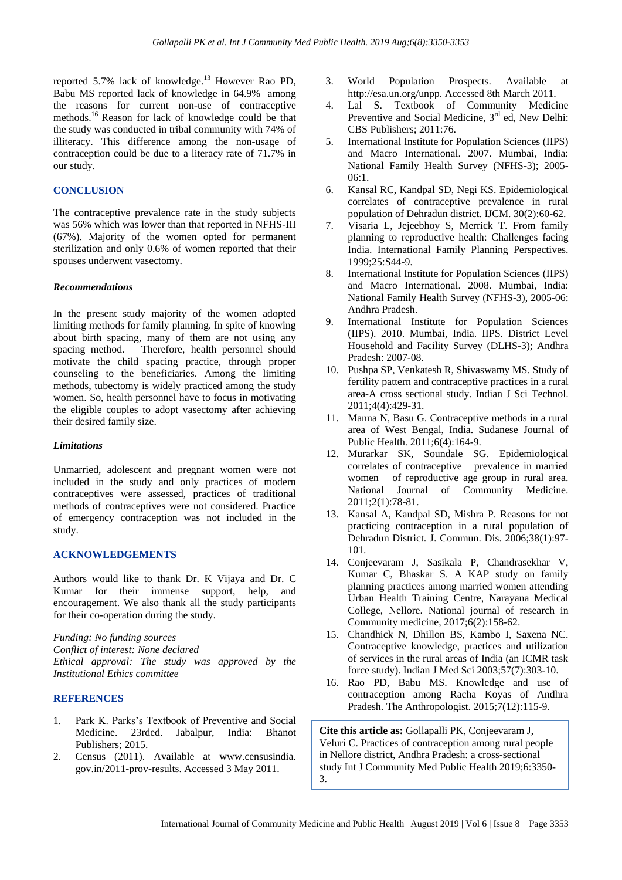reported 5.7% lack of knowledge.[13] However Rao PD, Babu MS reported lack of knowledge in 64.9% among the reasons for current non-use of contraceptive methods.[16] Reason for lack of knowledge could be that the study was conducted in tribal community with 74% of illiteracy. This difference among the non-usage of contraception could be due to a literacy rate of 71.7% in our study.

## CONCLUSION

The contraceptive prevalence rate in the study subjects was 56% which was lower than that reported in NFHS-III (67%). Majority of the women opted for permanent sterilization and only 0.6% of women reported that their spouses underwent vasectomy.

### *Recommendations*

In the present study majority of the women adopted limiting methods for family planning. In spite of knowing about birth spacing, many of them are not using any spacing method. Therefore, health personnel should motivate the child spacing practice, through proper counseling to the beneficiaries. Among the limiting methods, tubectomy is widely practiced among the study women. So, health personnel have to focus in motivating the eligible couples to adopt vasectomy after achieving their desired family size.

### *Limitations*

Unmarried, adolescent and pregnant women were not included in the study and only practices of modern contraceptives were assessed, practices of traditional methods of contraceptives were not considered. Practice of emergency contraception was not included in the study.

## ACKNOWLEDGEMENTS

Authors would like to thank Dr. K Vijaya and Dr. C Kumar for their immense support, help, and encouragement. We also thank all the study participants for their co-operation during the study.

*Funding: No funding sources*
*Conflict of interest: None declared*
*Ethical approval: The study was approved by the Institutional Ethics committee*

## REFERENCES

1. Park K. Parks's Textbook of Preventive and Social Medicine. 23rded. Jabalpur, India: Bhanot Publishers; 2015.
2. Census (2011). Available at www.censusindia.gov.in/2011-prov-results. Accessed 3 May 2011.
3. World Population Prospects. Available at http://esa.un.org/unpp. Accessed 8th March 2011.
4. Lal S. Textbook of Community Medicine Preventive and Social Medicine, 3rd ed, New Delhi: CBS Publishers; 2011:76.
5. International Institute for Population Sciences (IIPS) and Macro International. 2007. Mumbai, India: National Family Health Survey (NFHS-3); 2005-06:1.
6. Kansal RC, Kandpal SD, Negi KS. Epidemiological correlates of contraceptive prevalence in rural population of Dehradun district. IJCM. 30(2):60-62.
7. Visaria L, Jejeebhoy S, Merrick T. From family planning to reproductive health: Challenges facing India. International Family Planning Perspectives. 1999;25:S44-9.
8. International Institute for Population Sciences (IIPS) and Macro International. 2008. Mumbai, India: National Family Health Survey (NFHS-3), 2005-06: Andhra Pradesh.
9. International Institute for Population Sciences (IIPS). 2010. Mumbai, India. IIPS. District Level Household and Facility Survey (DLHS-3); Andhra Pradesh: 2007-08.
10. Pushpa SP, Venkatesh R, Shivaswamy MS. Study of fertility pattern and contraceptive practices in a rural area-A cross sectional study. Indian J Sci Technol. 2011;4(4):429-31.
11. Manna N, Basu G. Contraceptive methods in a rural area of West Bengal, India. Sudanese Journal of Public Health. 2011;6(4):164-9.
12. Murarkar SK, Soundale SG. Epidemiological correlates of contraceptive prevalence in married women of reproductive age group in rural area. National Journal of Community Medicine. 2011;2(1):78-81.
13. Kansal A, Kandpal SD, Mishra P. Reasons for not practicing contraception in a rural population of Dehradun District. J. Commun. Dis. 2006;38(1):97-101.
14. Conjeevaram J, Sasikala P, Chandrasekhar V, Kumar C, Bhaskar S. A KAP study on family planning practices among married women attending Urban Health Training Centre, Narayana Medical College, Nellore. National journal of research in Community medicine, 2017;6(2):158-62.
15. Chandhick N, Dhillon BS, Kambo I, Saxena NC. Contraceptive knowledge, practices and utilization of services in the rural areas of India (an ICMR task force study). Indian J Med Sci 2003;57(7):303-10.
16. Rao PD, Babu MS. Knowledge and use of contraception among Racha Koyas of Andhra Pradesh. The Anthropologist. 2015;7(12):115-9.

**Cite this article as:** Gollapalli PK, Conjeevaram J, Veluri C. Practices of contraception among rural people in Nellore district, Andhra Pradesh: a cross-sectional study Int J Community Med Public Health 2019;6:3350-3.